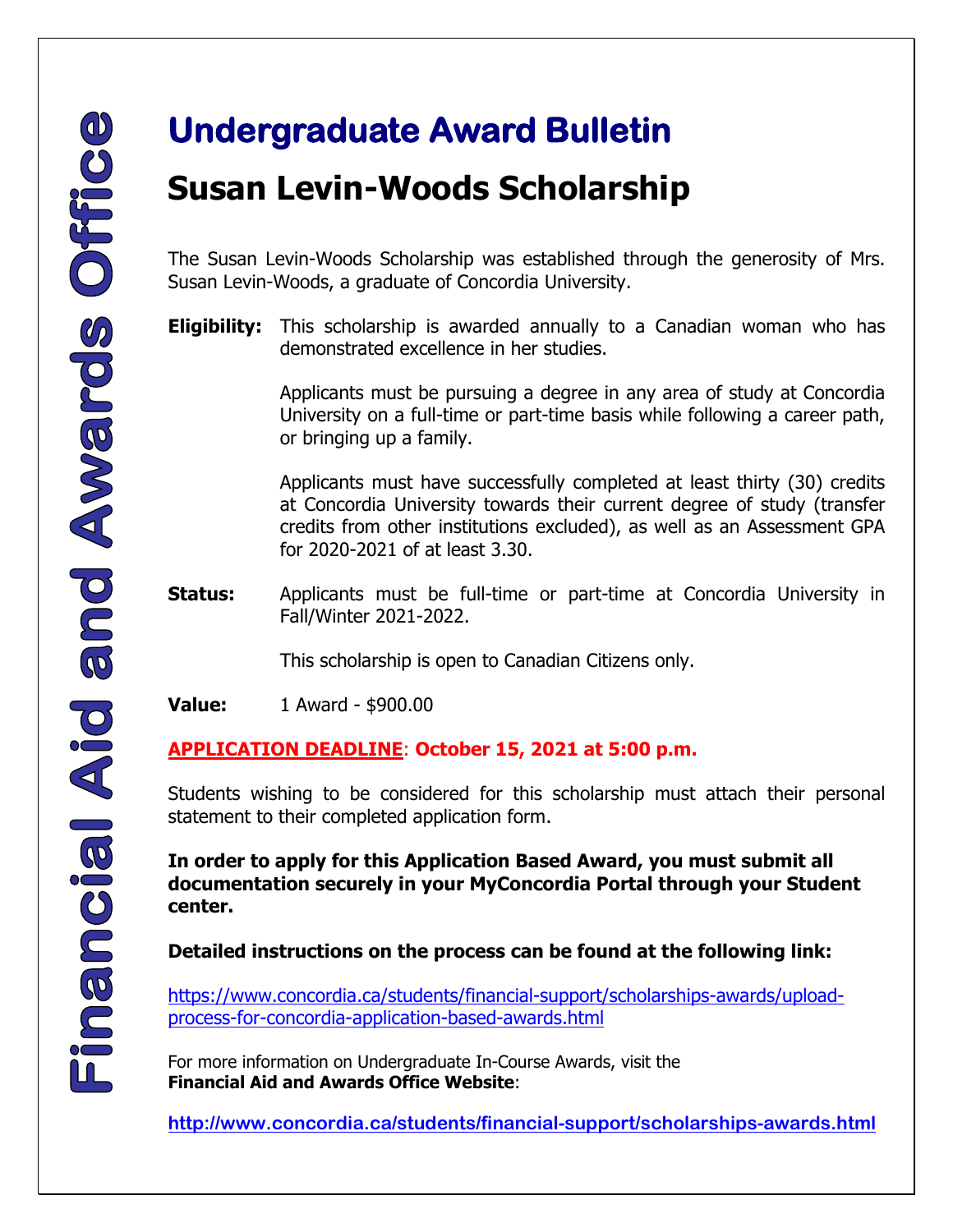Financial Aid and Awards Office

# Undergraduate Award Bulletin

## Susan Levin-Woods Scholarship

The Susan Levin-Woods Scholarship was established through the generosity of Mrs. Susan Levin-Woods, a graduate of Concordia University.

**Eligibility:** This scholarship is awarded annually to a Canadian woman who has demonstrated excellence in her studies.

Applicants must be pursuing a degree in any area of study at Concordia University on a full-time or part-time basis while following a career path, or bringing up a family.

Applicants must have successfully completed at least thirty (30) credits at Concordia University towards their current degree of study (transfer credits from other institutions excluded), as well as an Assessment GPA for 2020-2021 of at least 3.30.

**Status:** Applicants must be full-time or part-time at Concordia University in Fall/Winter 2021-2022.

This scholarship is open to Canadian Citizens only.

**Value:** 1 Award - $900.00

**APPLICATION DEADLINE: October 15, 2021 at 5:00 p.m.**

Students wishing to be considered for this scholarship must attach their personal statement to their completed application form.

**In order to apply for this Application Based Award, you must submit all documentation securely in your MyConcordia Portal through your Student center.**

**Detailed instructions on the process can be found at the following link:**

https://www.concordia.ca/students/financial-support/scholarships-awards/upload-process-for-concordia-application-based-awards.html

For more information on Undergraduate In-Course Awards, visit the **Financial Aid and Awards Office Website**:

**http://www.concordia.ca/students/financial-support/scholarships-awards.html**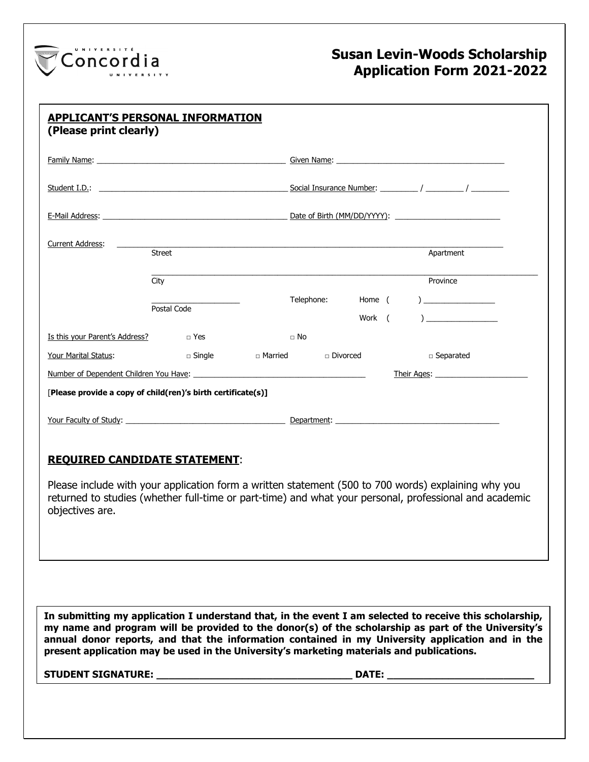Concordia University

# Susan Levin-Woods Scholarship Application Form 2021-2022

## APPLICANT'S PERSONAL INFORMATION
**(Please print clearly)**

Family Name: ____________________________________ Given Name: ____________________________________

Student I.D.: ____________________________________ Social Insurance Number: ________ / ________ / ________

E-Mail Address: ____________________________________ Date of Birth (MM/DD/YYYY): ______________________

Current Address: ____________________________________________________________________________
Street Apartment

____________________________________________________________________________
City Province

____________________
Postal Code

Telephone: Home ( ) ________________
Work ( ) ________________

Is this your Parent's Address? □ Yes □ No

Your Marital Status: □ Single □ Married □ Divorced □ Separated

Number of Dependent Children You Have: ____________________________________ Their Ages: ____________________

[**Please provide a copy of child(ren)'s birth certificate(s)]**

Your Faculty of Study: ____________________________________ Department: ____________________________________

## REQUIRED CANDIDATE STATEMENT:

Please include with your application form a written statement (500 to 700 words) explaining why you returned to studies (whether full-time or part-time) and what your personal, professional and academic objectives are.

**In submitting my application I understand that, in the event I am selected to receive this scholarship, my name and program will be provided to the donor(s) of the scholarship as part of the University's annual donor reports, and that the information contained in my University application and in the present application may be used in the University's marketing materials and publications.**

**STUDENT SIGNATURE: ________________________________ DATE: ________________________**